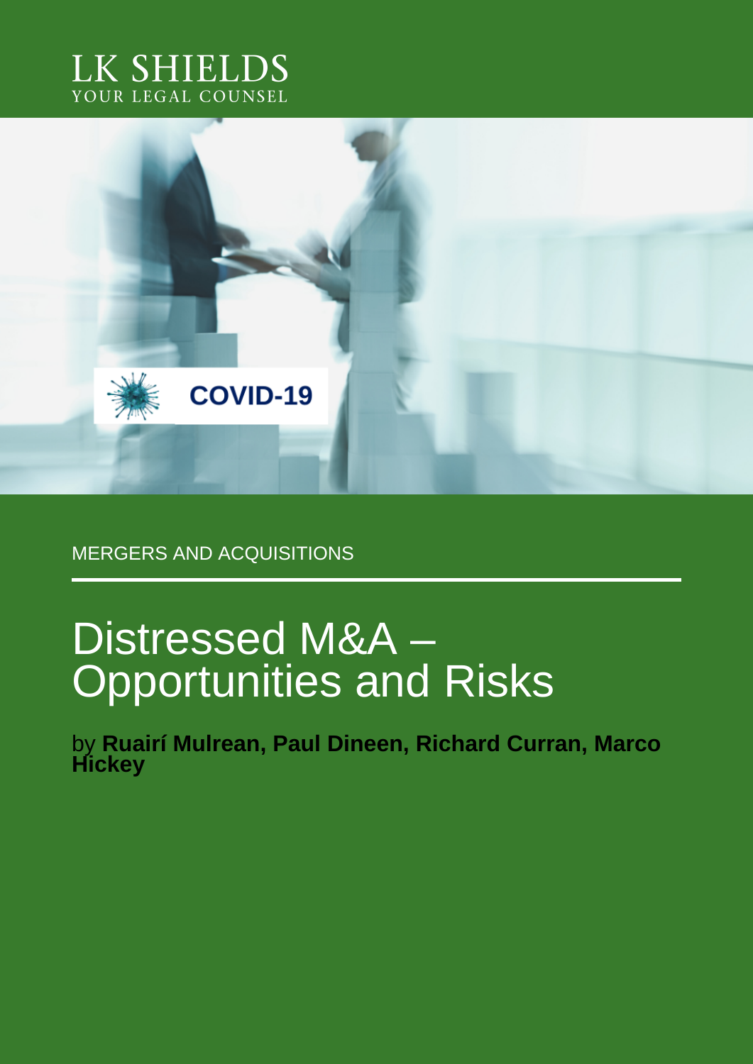LK SHIELDS
YOUR LEGAL COUNSEL

COVID-19

MERGERS AND ACQUISITIONS

# Distressed M&A – Opportunities and Risks

by **Ruairí Mulrean, Paul Dineen, Richard Curran, Marco Hickey**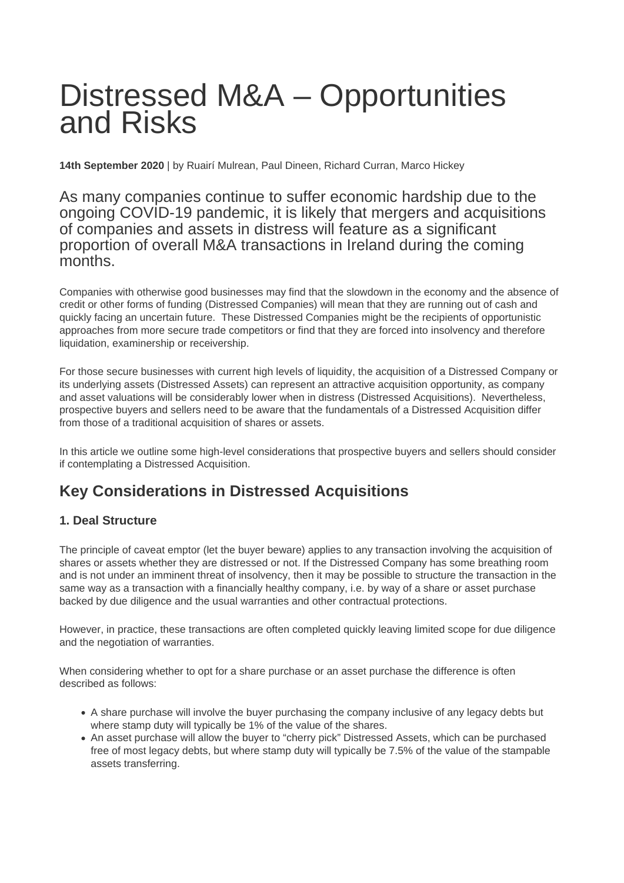# Distressed M&A – Opportunities and Risks

**14th September 2020** | by Ruairí Mulrean, Paul Dineen, Richard Curran, Marco Hickey

### As many companies continue to suffer economic hardship due to the ongoing COVID-19 pandemic, it is likely that mergers and acquisitions of companies and assets in distress will feature as a significant proportion of overall M&A transactions in Ireland during the coming months.

Companies with otherwise good businesses may find that the slowdown in the economy and the absence of credit or other forms of funding (Distressed Companies) will mean that they are running out of cash and quickly facing an uncertain future. These Distressed Companies might be the recipients of opportunistic approaches from more secure trade competitors or find that they are forced into insolvency and therefore liquidation, examinership or receivership.

For those secure businesses with current high levels of liquidity, the acquisition of a Distressed Company or its underlying assets (Distressed Assets) can represent an attractive acquisition opportunity, as company and asset valuations will be considerably lower when in distress (Distressed Acquisitions). Nevertheless, prospective buyers and sellers need to be aware that the fundamentals of a Distressed Acquisition differ from those of a traditional acquisition of shares or assets.

In this article we outline some high-level considerations that prospective buyers and sellers should consider if contemplating a Distressed Acquisition.

## Key Considerations in Distressed Acquisitions

### 1. Deal Structure

The principle of caveat emptor (let the buyer beware) applies to any transaction involving the acquisition of shares or assets whether they are distressed or not. If the Distressed Company has some breathing room and is not under an imminent threat of insolvency, then it may be possible to structure the transaction in the same way as a transaction with a financially healthy company, i.e. by way of a share or asset purchase backed by due diligence and the usual warranties and other contractual protections.

However, in practice, these transactions are often completed quickly leaving limited scope for due diligence and the negotiation of warranties.

When considering whether to opt for a share purchase or an asset purchase the difference is often described as follows:

- A share purchase will involve the buyer purchasing the company inclusive of any legacy debts but where stamp duty will typically be 1% of the value of the shares.
- An asset purchase will allow the buyer to "cherry pick" Distressed Assets, which can be purchased free of most legacy debts, but where stamp duty will typically be 7.5% of the value of the stampable assets transferring.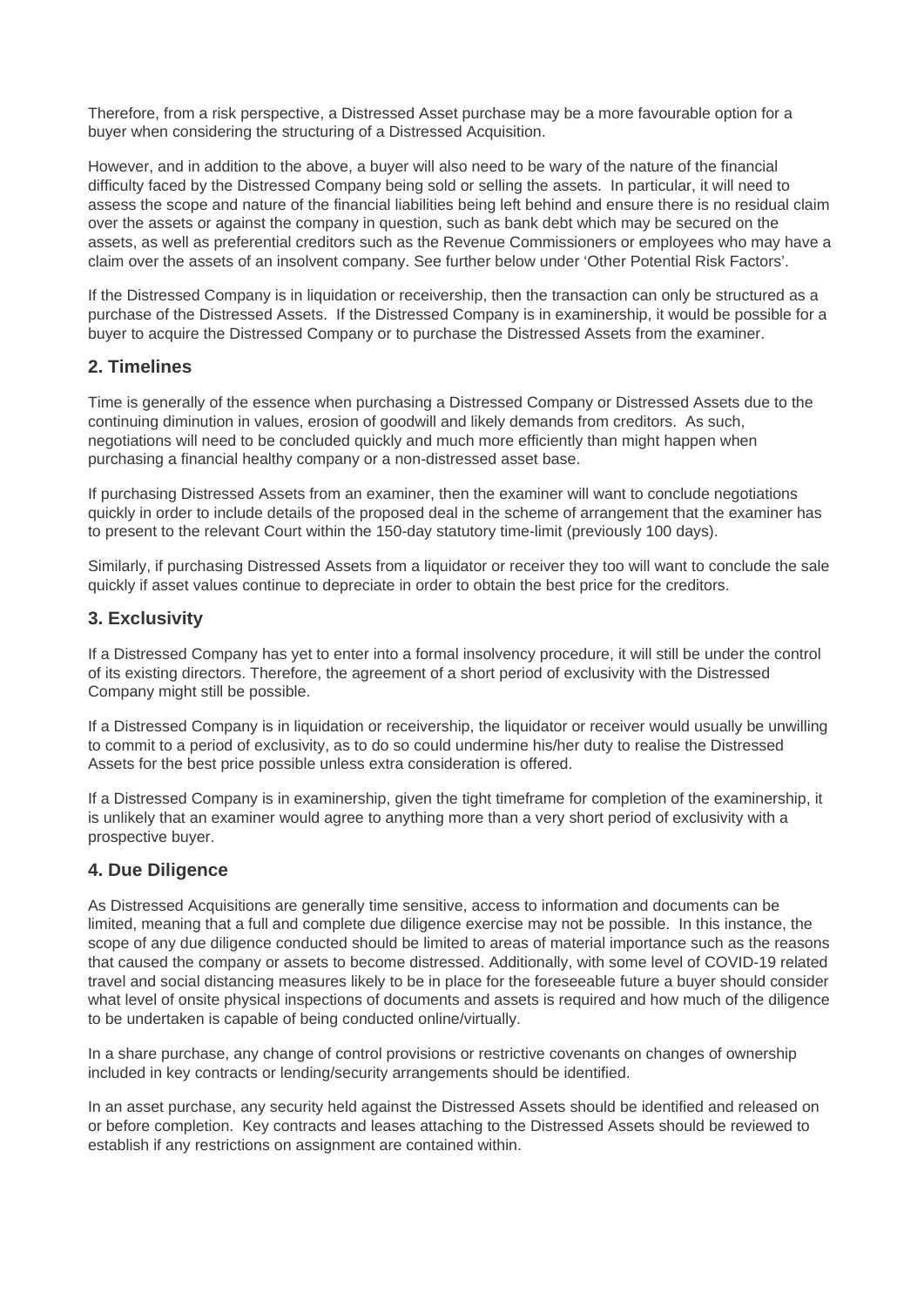Therefore, from a risk perspective, a Distressed Asset purchase may be a more favourable option for a buyer when considering the structuring of a Distressed Acquisition.

However, and in addition to the above, a buyer will also need to be wary of the nature of the financial difficulty faced by the Distressed Company being sold or selling the assets. In particular, it will need to assess the scope and nature of the financial liabilities being left behind and ensure there is no residual claim over the assets or against the company in question, such as bank debt which may be secured on the assets, as well as preferential creditors such as the Revenue Commissioners or employees who may have a claim over the assets of an insolvent company. See further below under 'Other Potential Risk Factors'.

If the Distressed Company is in liquidation or receivership, then the transaction can only be structured as a purchase of the Distressed Assets. If the Distressed Company is in examinership, it would be possible for a buyer to acquire the Distressed Company or to purchase the Distressed Assets from the examiner.

## 2. Timelines

Time is generally of the essence when purchasing a Distressed Company or Distressed Assets due to the continuing diminution in values, erosion of goodwill and likely demands from creditors. As such, negotiations will need to be concluded quickly and much more efficiently than might happen when purchasing a financial healthy company or a non-distressed asset base.

If purchasing Distressed Assets from an examiner, then the examiner will want to conclude negotiations quickly in order to include details of the proposed deal in the scheme of arrangement that the examiner has to present to the relevant Court within the 150-day statutory time-limit (previously 100 days).

Similarly, if purchasing Distressed Assets from a liquidator or receiver they too will want to conclude the sale quickly if asset values continue to depreciate in order to obtain the best price for the creditors.

## 3. Exclusivity

If a Distressed Company has yet to enter into a formal insolvency procedure, it will still be under the control of its existing directors. Therefore, the agreement of a short period of exclusivity with the Distressed Company might still be possible.

If a Distressed Company is in liquidation or receivership, the liquidator or receiver would usually be unwilling to commit to a period of exclusivity, as to do so could undermine his/her duty to realise the Distressed Assets for the best price possible unless extra consideration is offered.

If a Distressed Company is in examinership, given the tight timeframe for completion of the examinership, it is unlikely that an examiner would agree to anything more than a very short period of exclusivity with a prospective buyer.

## 4. Due Diligence

As Distressed Acquisitions are generally time sensitive, access to information and documents can be limited, meaning that a full and complete due diligence exercise may not be possible. In this instance, the scope of any due diligence conducted should be limited to areas of material importance such as the reasons that caused the company or assets to become distressed. Additionally, with some level of COVID-19 related travel and social distancing measures likely to be in place for the foreseeable future a buyer should consider what level of onsite physical inspections of documents and assets is required and how much of the diligence to be undertaken is capable of being conducted online/virtually.

In a share purchase, any change of control provisions or restrictive covenants on changes of ownership included in key contracts or lending/security arrangements should be identified.

In an asset purchase, any security held against the Distressed Assets should be identified and released on or before completion. Key contracts and leases attaching to the Distressed Assets should be reviewed to establish if any restrictions on assignment are contained within.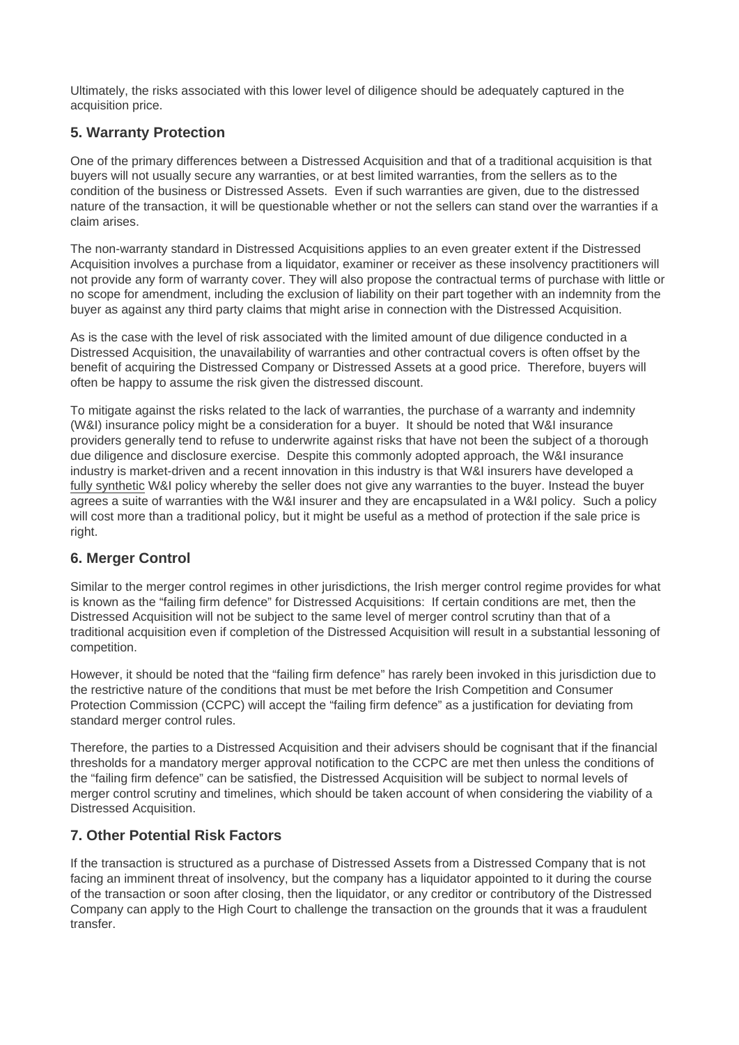Ultimately, the risks associated with this lower level of diligence should be adequately captured in the acquisition price.

## 5. Warranty Protection

One of the primary differences between a Distressed Acquisition and that of a traditional acquisition is that buyers will not usually secure any warranties, or at best limited warranties, from the sellers as to the condition of the business or Distressed Assets. Even if such warranties are given, due to the distressed nature of the transaction, it will be questionable whether or not the sellers can stand over the warranties if a claim arises.

The non-warranty standard in Distressed Acquisitions applies to an even greater extent if the Distressed Acquisition involves a purchase from a liquidator, examiner or receiver as these insolvency practitioners will not provide any form of warranty cover. They will also propose the contractual terms of purchase with little or no scope for amendment, including the exclusion of liability on their part together with an indemnity from the buyer as against any third party claims that might arise in connection with the Distressed Acquisition.

As is the case with the level of risk associated with the limited amount of due diligence conducted in a Distressed Acquisition, the unavailability of warranties and other contractual covers is often offset by the benefit of acquiring the Distressed Company or Distressed Assets at a good price. Therefore, buyers will often be happy to assume the risk given the distressed discount.

To mitigate against the risks related to the lack of warranties, the purchase of a warranty and indemnity (W&I) insurance policy might be a consideration for a buyer. It should be noted that W&I insurance providers generally tend to refuse to underwrite against risks that have not been the subject of a thorough due diligence and disclosure exercise. Despite this commonly adopted approach, the W&I insurance industry is market-driven and a recent innovation in this industry is that W&I insurers have developed a fully synthetic W&I policy whereby the seller does not give any warranties to the buyer. Instead the buyer agrees a suite of warranties with the W&I insurer and they are encapsulated in a W&I policy. Such a policy will cost more than a traditional policy, but it might be useful as a method of protection if the sale price is right.

## 6. Merger Control

Similar to the merger control regimes in other jurisdictions, the Irish merger control regime provides for what is known as the "failing firm defence" for Distressed Acquisitions: If certain conditions are met, then the Distressed Acquisition will not be subject to the same level of merger control scrutiny than that of a traditional acquisition even if completion of the Distressed Acquisition will result in a substantial lessoning of competition.

However, it should be noted that the "failing firm defence" has rarely been invoked in this jurisdiction due to the restrictive nature of the conditions that must be met before the Irish Competition and Consumer Protection Commission (CCPC) will accept the "failing firm defence" as a justification for deviating from standard merger control rules.

Therefore, the parties to a Distressed Acquisition and their advisers should be cognisant that if the financial thresholds for a mandatory merger approval notification to the CCPC are met then unless the conditions of the "failing firm defence" can be satisfied, the Distressed Acquisition will be subject to normal levels of merger control scrutiny and timelines, which should be taken account of when considering the viability of a Distressed Acquisition.

## 7. Other Potential Risk Factors

If the transaction is structured as a purchase of Distressed Assets from a Distressed Company that is not facing an imminent threat of insolvency, but the company has a liquidator appointed to it during the course of the transaction or soon after closing, then the liquidator, or any creditor or contributory of the Distressed Company can apply to the High Court to challenge the transaction on the grounds that it was a fraudulent transfer.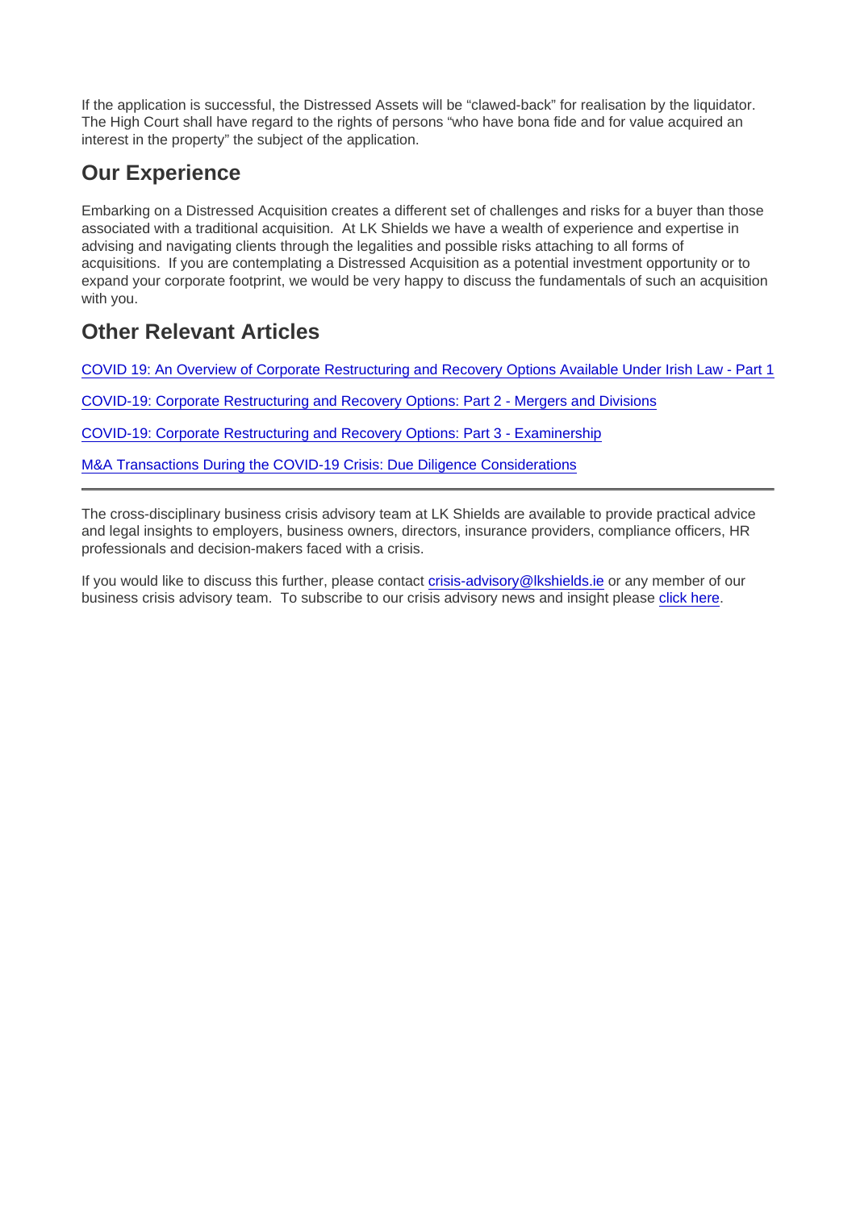If the application is successful, the Distressed Assets will be "clawed-back" for realisation by the liquidator. The High Court shall have regard to the rights of persons "who have bona fide and for value acquired an interest in the property" the subject of the application.

## Our Experience

Embarking on a Distressed Acquisition creates a different set of challenges and risks for a buyer than those associated with a traditional acquisition. At LK Shields we have a wealth of experience and expertise in advising and navigating clients through the legalities and possible risks attaching to all forms of acquisitions. If you are contemplating a Distressed Acquisition as a potential investment opportunity or to expand your corporate footprint, we would be very happy to discuss the fundamentals of such an acquisition with you.

## Other Relevant Articles

COVID 19: An Overview of Corporate Restructuring and Recovery Options Available Under Irish Law - Part 1

COVID-19: Corporate Restructuring and Recovery Options: Part 2 - Mergers and Divisions

COVID-19: Corporate Restructuring and Recovery Options: Part 3 - Examinership

M&A Transactions During the COVID-19 Crisis: Due Diligence Considerations

---

The cross-disciplinary business crisis advisory team at LK Shields are available to provide practical advice and legal insights to employers, business owners, directors, insurance providers, compliance officers, HR professionals and decision-makers faced with a crisis.

If you would like to discuss this further, please contact crisis-advisory@lkshields.ie or any member of our business crisis advisory team. To subscribe to our crisis advisory news and insight please click here.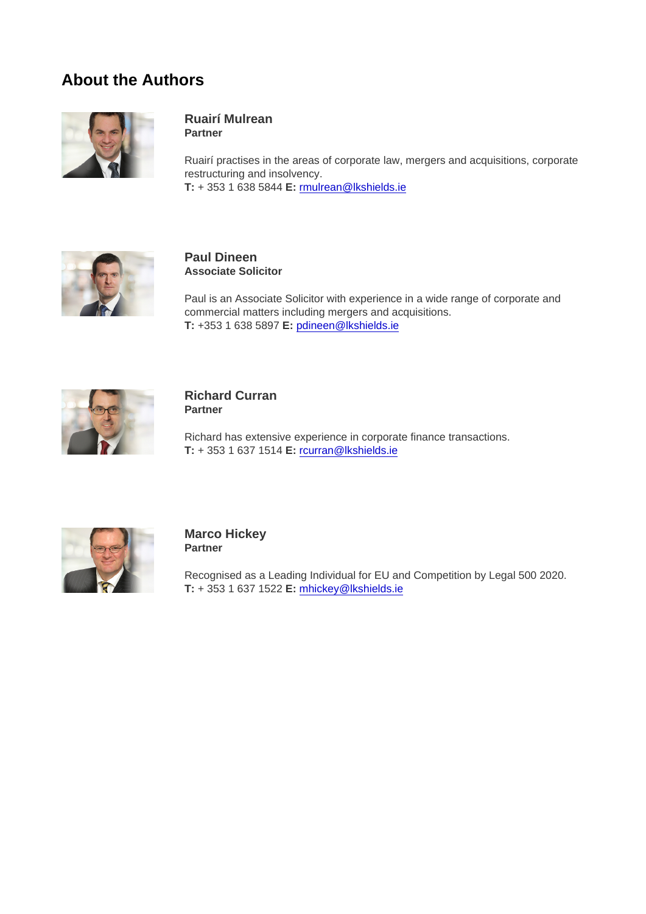## About the Authors

### Ruairí Mulrean
**Partner**

Ruairí practises in the areas of corporate law, mergers and acquisitions, corporate restructuring and insolvency.
**T:** + 353 1 638 5844 **E:** rmulrean@lkshields.ie

### Paul Dineen
**Associate Solicitor**

Paul is an Associate Solicitor with experience in a wide range of corporate and commercial matters including mergers and acquisitions.
**T:** +353 1 638 5897 **E:** pdineen@lkshields.ie

### Richard Curran
**Partner**

Richard has extensive experience in corporate finance transactions.
**T:** + 353 1 637 1514 **E:** rcurran@lkshields.ie

### Marco Hickey
**Partner**

Recognised as a Leading Individual for EU and Competition by Legal 500 2020.
**T:** + 353 1 637 1522 **E:** mhickey@lkshields.ie